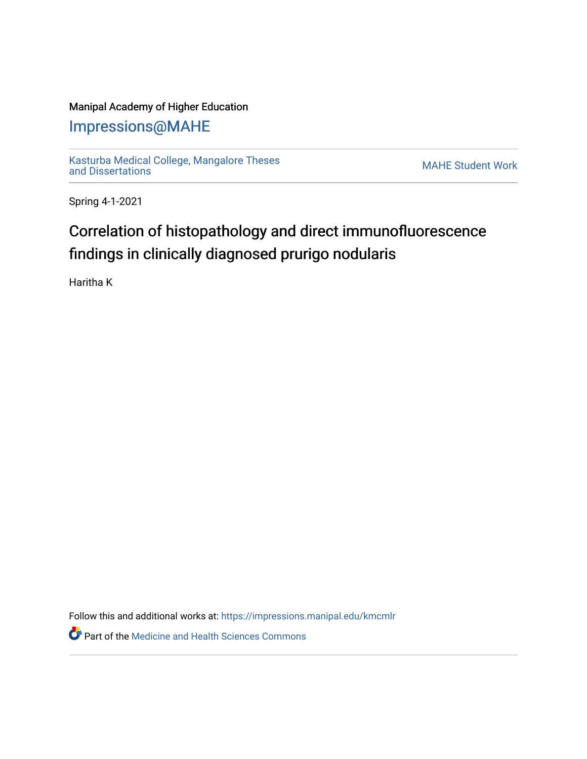Manipal Academy of Higher Education

Impressions@MAHE

Kasturba Medical College, Mangalore Theses and Dissertations

MAHE Student Work

Spring 4-1-2021

# Correlation of histopathology and direct immunofluorescence findings in clinically diagnosed prurigo nodularis

Haritha K

Follow this and additional works at: https://impressions.manipal.edu/kmcmlr

Part of the Medicine and Health Sciences Commons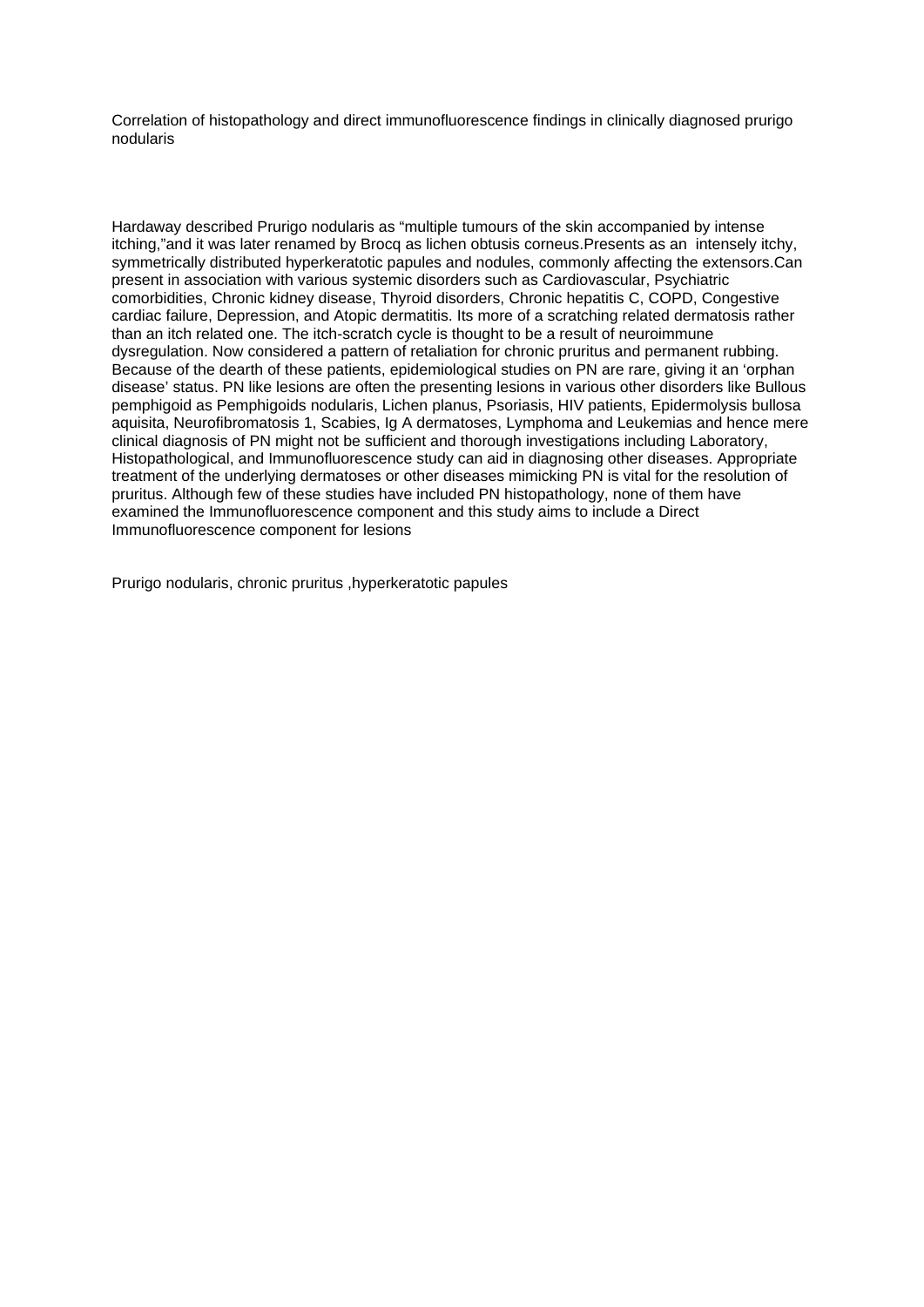Correlation of histopathology and direct immunofluorescence findings in clinically diagnosed prurigo nodularis

Hardaway described Prurigo nodularis as “multiple tumours of the skin accompanied by intense itching,”and it was later renamed by Brocq as lichen obtusis corneus.Presents as an intensely itchy, symmetrically distributed hyperkeratotic papules and nodules, commonly affecting the extensors.Can present in association with various systemic disorders such as Cardiovascular, Psychiatric comorbidities, Chronic kidney disease, Thyroid disorders, Chronic hepatitis C, COPD, Congestive cardiac failure, Depression, and Atopic dermatitis. Its more of a scratching related dermatosis rather than an itch related one. The itch-scratch cycle is thought to be a result of neuroimmune dysregulation. Now considered a pattern of retaliation for chronic pruritus and permanent rubbing. Because of the dearth of these patients, epidemiological studies on PN are rare, giving it an ‘orphan disease’ status. PN like lesions are often the presenting lesions in various other disorders like Bullous pemphigoid as Pemphigoids nodularis, Lichen planus, Psoriasis, HIV patients, Epidermolysis bullosa aquisita, Neurofibromatosis 1, Scabies, Ig A dermatoses, Lymphoma and Leukemias and hence mere clinical diagnosis of PN might not be sufficient and thorough investigations including Laboratory, Histopathological, and Immunofluorescence study can aid in diagnosing other diseases. Appropriate treatment of the underlying dermatoses or other diseases mimicking PN is vital for the resolution of pruritus. Although few of these studies have included PN histopathology, none of them have examined the Immunofluorescence component and this study aims to include a Direct Immunofluorescence component for lesions

Prurigo nodularis, chronic pruritus ,hyperkeratotic papules